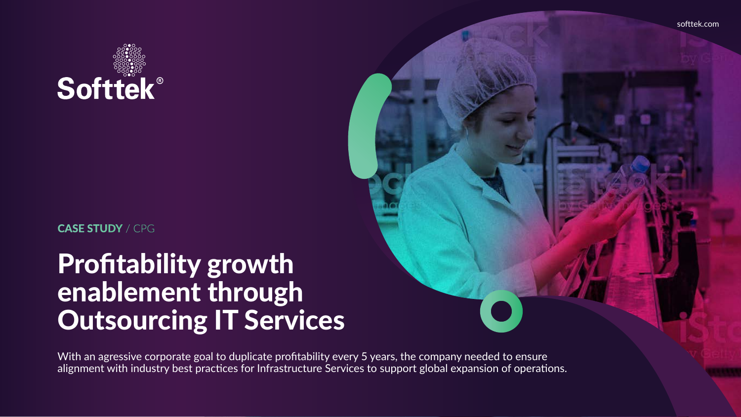softtek.com

Softtek®

CASE STUDY / CPG

# Profitability growth enablement through Outsourcing IT Services

With an agressive corporate goal to duplicate profitability every 5 years, the company needed to ensure alignment with industry best practices for Infrastructure Services to support global expansion of operations.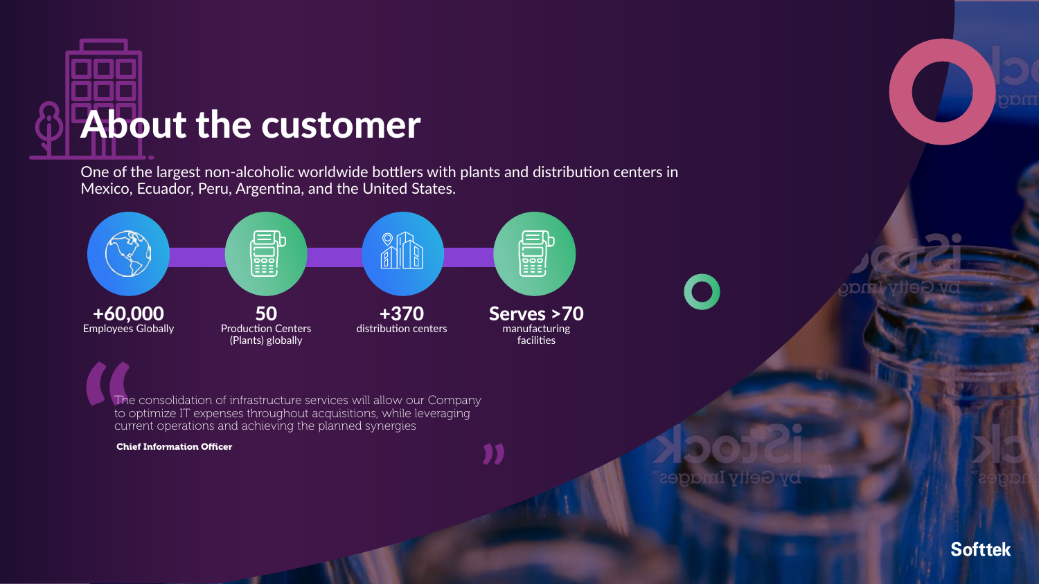# About the customer

One of the largest non-alcoholic worldwide bottlers with plants and distribution centers in Mexico, Ecuador, Peru, Argentina, and the United States.

**+60,000**
Employees Globally

**50**
Production Centers (Plants) globally

**+370**
distribution centers

**Serves >70**
manufacturing facilities

> The consolidation of infrastructure services will allow our Company to optimize IT expenses throughout acquisitions, while leveraging current operations and achieving the planned synergies
>
> **Chief Information Officer**

Softtek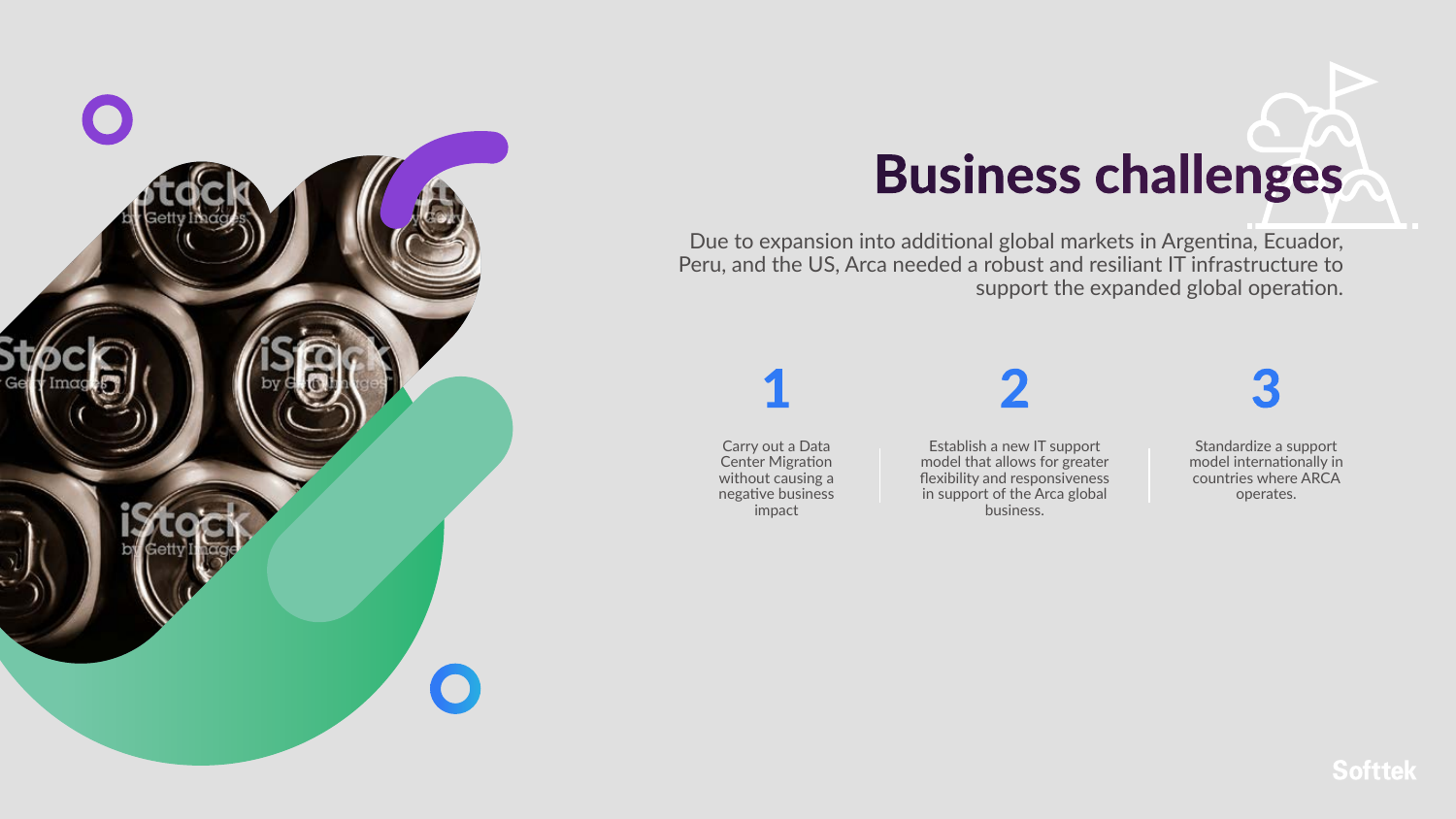# Business challenges

Due to expansion into additional global markets in Argentina, Ecuador, Peru, and the US, Arca needed a robust and resiliant IT infrastructure to support the expanded global operation.

**1**

Carry out a Data Center Migration without causing a negative business impact

**2**

Establish a new IT support model that allows for greater flexibility and responsiveness in support of the Arca global business.

**3**

Standardize a support model internationally in countries where ARCA operates.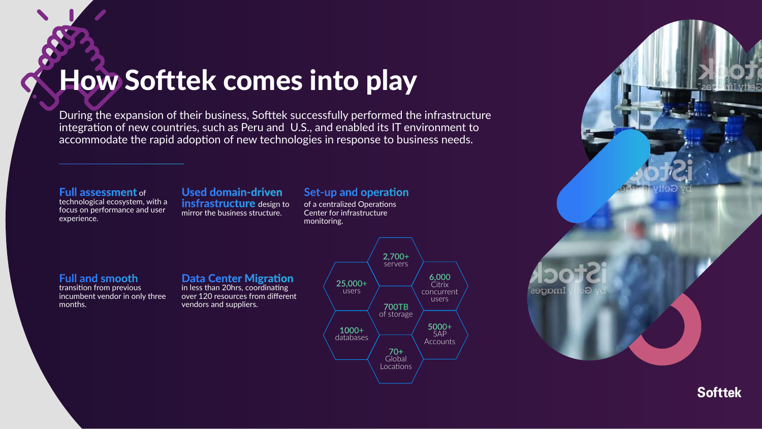# How Softtek comes into play

During the expansion of their business, Softtek successfully performed the infrastructure integration of new countries, such as Peru and U.S., and enabled its IT environment to accommodate the rapid adoption of new technologies in response to business needs.

**Full assessment** of technological ecosystem, with a focus on performance and user experience.

**Used domain-driven insfrastructure** design to mirror the business structure.

**Set-up and operation** of a centralized Operations Center for infrastructure monitoring.

**Full and smooth** transition from previous incumbent vendor in only three months.

**Data Center Migration** in less than 20hrs, coordinating over 120 resources from different vendors and suppliers.

- **2,700+** servers
- **25,000+** users
- **6,000** Citrix concurrent users
- **700TB** of storage
- **1000+** databases
- **5000+** SAP Accounts
- **70+** Global Locations

Softtek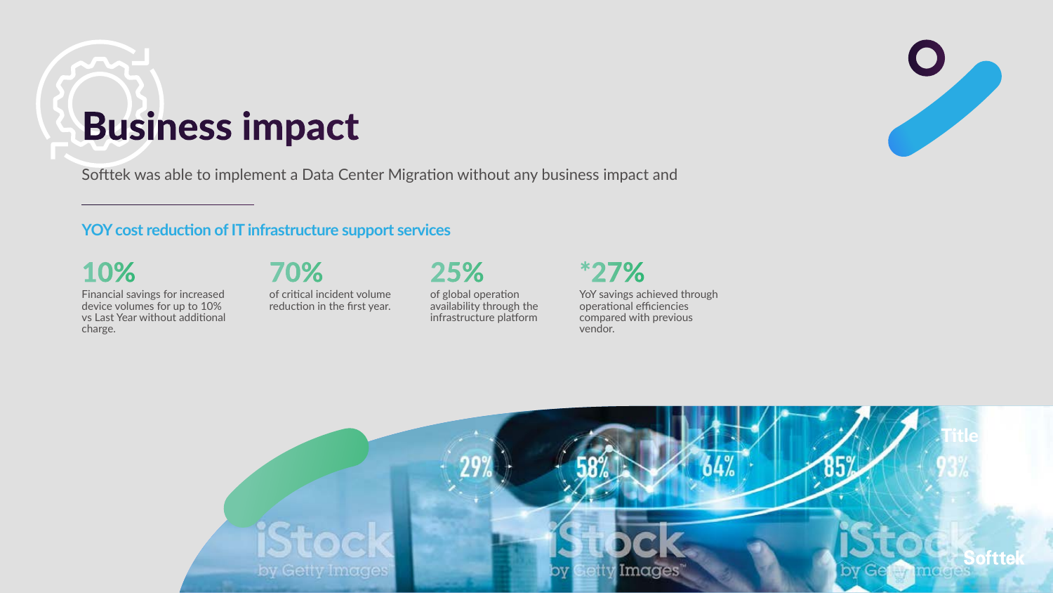# Business impact

Softtek was able to implement a Data Center Migration without any business impact and

---

### YOY cost reduction of IT infrastructure support services

**10%**
Financial savings for increased device volumes for up to 10% vs Last Year without additional charge.

**70%**
of critical incident volume reduction in the first year.

**25%**
of global operation availability through the infrastructure platform

***27%**
YoY savings achieved through operational efficiencies compared with previous vendor.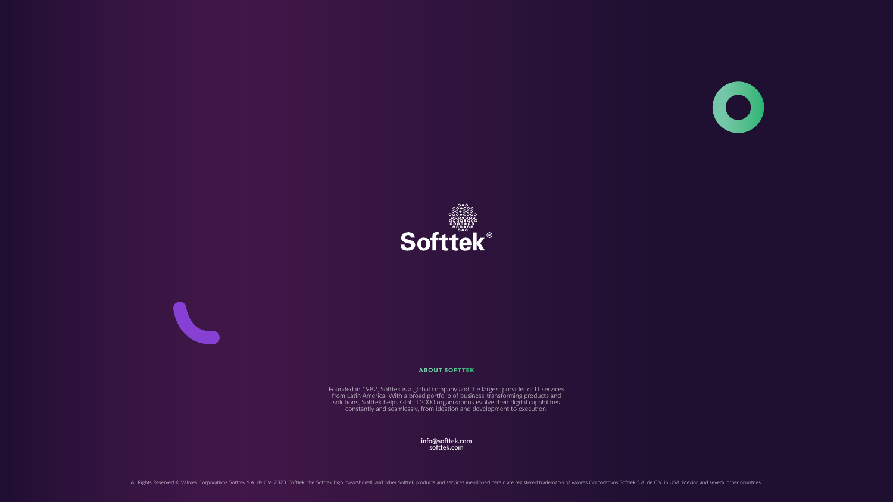Softtek®

### ABOUT SOFTTEK

Founded in 1982, Softtek is a global company and the largest provider of IT services from Latin America. With a broad portfolio of business-transforming products and solutions, Softtek helps Global 2000 organizations evolve their digital capabilities constantly and seamlessly, from ideation and development to execution.

**info@softtek.com**
**softtek.com**

All Rights Reserved © Valores Corporativos Softtek S.A. de C.V. 2020. Softtek, the Softtek logo, Nearshore® and other Softtek products and services mentioned herein are registered trademarks of Valores Corporativos Softtek S.A. de C.V. in USA, Mexico and several other countries.